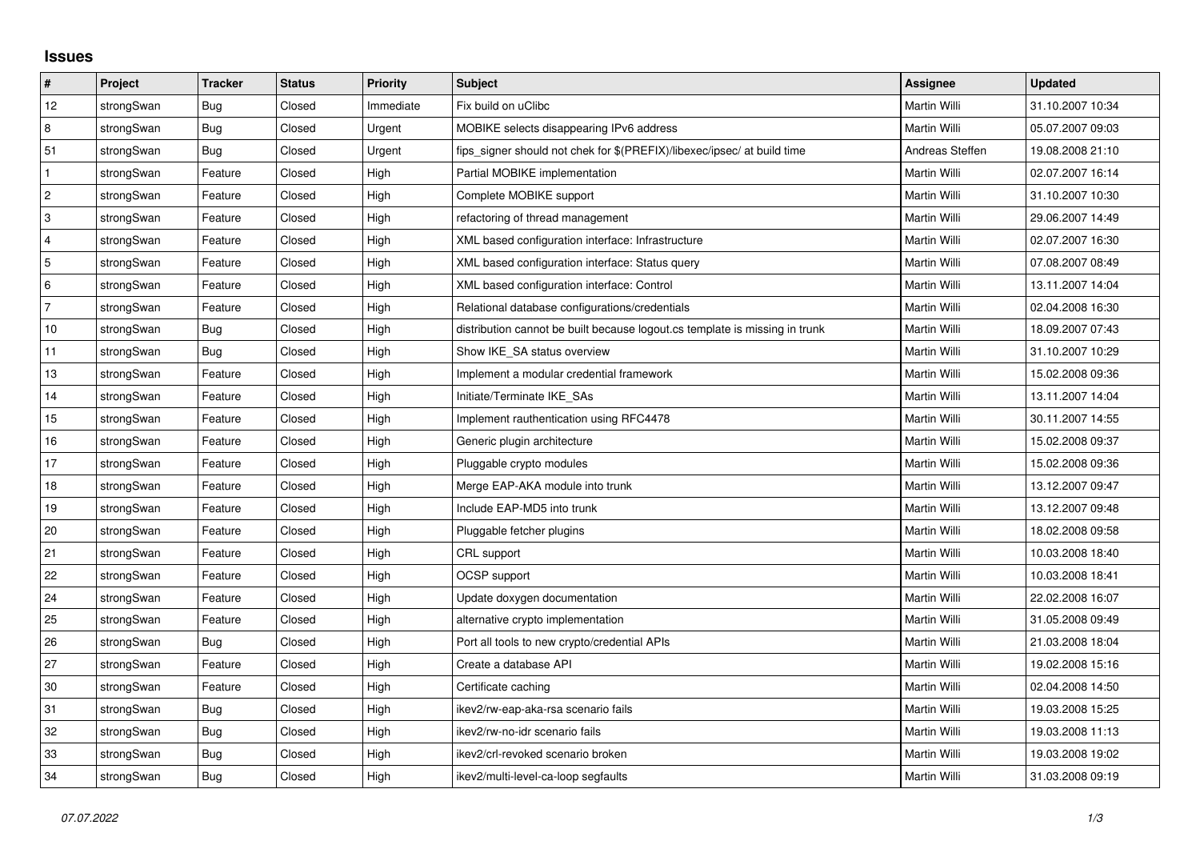# Issues

| # | Project | Tracker | Status | Priority | Subject | Assignee | Updated |
|---|---|---|---|---|---|---|---|
| 12 | strongSwan | Bug | Closed | Immediate | Fix build on uClibc | Martin Willi | 31.10.2007 10:34 |
| 8 | strongSwan | Bug | Closed | Urgent | MOBIKE selects disappearing IPv6 address | Martin Willi | 05.07.2007 09:03 |
| 51 | strongSwan | Bug | Closed | Urgent | fips_signer should not chek for $(PREFIX)/libexec/ipsec/ at build time | Andreas Steffen | 19.08.2008 21:10 |
| 1 | strongSwan | Feature | Closed | High | Partial MOBIKE implementation | Martin Willi | 02.07.2007 16:14 |
| 2 | strongSwan | Feature | Closed | High | Complete MOBIKE support | Martin Willi | 31.10.2007 10:30 |
| 3 | strongSwan | Feature | Closed | High | refactoring of thread management | Martin Willi | 29.06.2007 14:49 |
| 4 | strongSwan | Feature | Closed | High | XML based configuration interface: Infrastructure | Martin Willi | 02.07.2007 16:30 |
| 5 | strongSwan | Feature | Closed | High | XML based configuration interface: Status query | Martin Willi | 07.08.2007 08:49 |
| 6 | strongSwan | Feature | Closed | High | XML based configuration interface: Control | Martin Willi | 13.11.2007 14:04 |
| 7 | strongSwan | Feature | Closed | High | Relational database configurations/credentials | Martin Willi | 02.04.2008 16:30 |
| 10 | strongSwan | Bug | Closed | High | distribution cannot be built because logout.cs template is missing in trunk | Martin Willi | 18.09.2007 07:43 |
| 11 | strongSwan | Bug | Closed | High | Show IKE_SA status overview | Martin Willi | 31.10.2007 10:29 |
| 13 | strongSwan | Feature | Closed | High | Implement a modular credential framework | Martin Willi | 15.02.2008 09:36 |
| 14 | strongSwan | Feature | Closed | High | Initiate/Terminate IKE_SAs | Martin Willi | 13.11.2007 14:04 |
| 15 | strongSwan | Feature | Closed | High | Implement rauthentication using RFC4478 | Martin Willi | 30.11.2007 14:55 |
| 16 | strongSwan | Feature | Closed | High | Generic plugin architecture | Martin Willi | 15.02.2008 09:37 |
| 17 | strongSwan | Feature | Closed | High | Pluggable crypto modules | Martin Willi | 15.02.2008 09:36 |
| 18 | strongSwan | Feature | Closed | High | Merge EAP-AKA module into trunk | Martin Willi | 13.12.2007 09:47 |
| 19 | strongSwan | Feature | Closed | High | Include EAP-MD5 into trunk | Martin Willi | 13.12.2007 09:48 |
| 20 | strongSwan | Feature | Closed | High | Pluggable fetcher plugins | Martin Willi | 18.02.2008 09:58 |
| 21 | strongSwan | Feature | Closed | High | CRL support | Martin Willi | 10.03.2008 18:40 |
| 22 | strongSwan | Feature | Closed | High | OCSP support | Martin Willi | 10.03.2008 18:41 |
| 24 | strongSwan | Feature | Closed | High | Update doxygen documentation | Martin Willi | 22.02.2008 16:07 |
| 25 | strongSwan | Feature | Closed | High | alternative crypto implementation | Martin Willi | 31.05.2008 09:49 |
| 26 | strongSwan | Bug | Closed | High | Port all tools to new crypto/credential APIs | Martin Willi | 21.03.2008 18:04 |
| 27 | strongSwan | Feature | Closed | High | Create a database API | Martin Willi | 19.02.2008 15:16 |
| 30 | strongSwan | Feature | Closed | High | Certificate caching | Martin Willi | 02.04.2008 14:50 |
| 31 | strongSwan | Bug | Closed | High | ikev2/rw-eap-aka-rsa scenario fails | Martin Willi | 19.03.2008 15:25 |
| 32 | strongSwan | Bug | Closed | High | ikev2/rw-no-idr scenario fails | Martin Willi | 19.03.2008 11:13 |
| 33 | strongSwan | Bug | Closed | High | ikev2/crl-revoked scenario broken | Martin Willi | 19.03.2008 19:02 |
| 34 | strongSwan | Bug | Closed | High | ikev2/multi-level-ca-loop segfaults | Martin Willi | 31.03.2008 09:19 |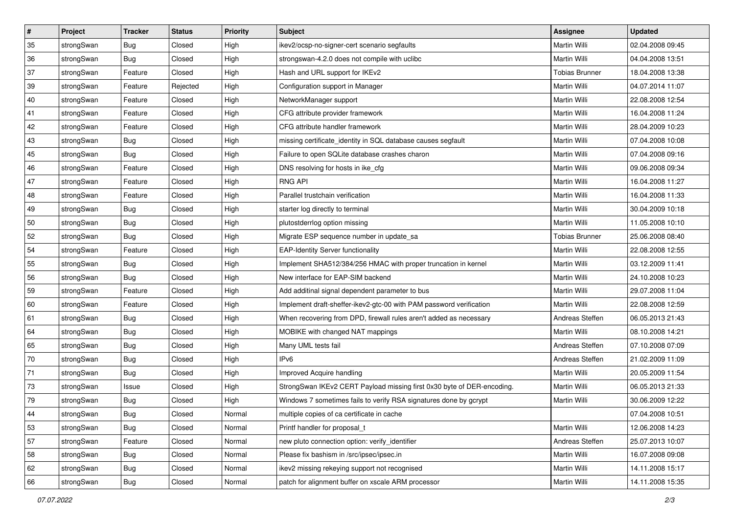| # | Project | Tracker | Status | Priority | Subject | Assignee | Updated |
|---|---|---|---|---|---|---|---|
| 35 | strongSwan | Bug | Closed | High | ikev2/ocsp-no-signer-cert scenario segfaults | Martin Willi | 02.04.2008 09:45 |
| 36 | strongSwan | Bug | Closed | High | strongswan-4.2.0 does not compile with uclibc | Martin Willi | 04.04.2008 13:51 |
| 37 | strongSwan | Feature | Closed | High | Hash and URL support for IKEv2 | Tobias Brunner | 18.04.2008 13:38 |
| 39 | strongSwan | Feature | Rejected | High | Configuration support in Manager | Martin Willi | 04.07.2014 11:07 |
| 40 | strongSwan | Feature | Closed | High | NetworkManager support | Martin Willi | 22.08.2008 12:54 |
| 41 | strongSwan | Feature | Closed | High | CFG attribute provider framework | Martin Willi | 16.04.2008 11:24 |
| 42 | strongSwan | Feature | Closed | High | CFG attribute handler framework | Martin Willi | 28.04.2009 10:23 |
| 43 | strongSwan | Bug | Closed | High | missing certificate_identity in SQL database causes segfault | Martin Willi | 07.04.2008 10:08 |
| 45 | strongSwan | Bug | Closed | High | Failure to open SQLite database crashes charon | Martin Willi | 07.04.2008 09:16 |
| 46 | strongSwan | Feature | Closed | High | DNS resolving for hosts in ike_cfg | Martin Willi | 09.06.2008 09:34 |
| 47 | strongSwan | Feature | Closed | High | RNG API | Martin Willi | 16.04.2008 11:27 |
| 48 | strongSwan | Feature | Closed | High | Parallel trustchain verification | Martin Willi | 16.04.2008 11:33 |
| 49 | strongSwan | Bug | Closed | High | starter log directly to terminal | Martin Willi | 30.04.2009 10:18 |
| 50 | strongSwan | Bug | Closed | High | plutostderrlog option missing | Martin Willi | 11.05.2008 10:10 |
| 52 | strongSwan | Bug | Closed | High | Migrate ESP sequence number in update_sa | Tobias Brunner | 25.06.2008 08:40 |
| 54 | strongSwan | Feature | Closed | High | EAP-Identity Server functionality | Martin Willi | 22.08.2008 12:55 |
| 55 | strongSwan | Bug | Closed | High | Implement SHA512/384/256 HMAC with proper truncation in kernel | Martin Willi | 03.12.2009 11:41 |
| 56 | strongSwan | Bug | Closed | High | New interface for EAP-SIM backend | Martin Willi | 24.10.2008 10:23 |
| 59 | strongSwan | Feature | Closed | High | Add additinal signal dependent parameter to bus | Martin Willi | 29.07.2008 11:04 |
| 60 | strongSwan | Feature | Closed | High | Implement draft-sheffer-ikev2-gtc-00 with PAM password verification | Martin Willi | 22.08.2008 12:59 |
| 61 | strongSwan | Bug | Closed | High | When recovering from DPD, firewall rules aren't added as necessary | Andreas Steffen | 06.05.2013 21:43 |
| 64 | strongSwan | Bug | Closed | High | MOBIKE with changed NAT mappings | Martin Willi | 08.10.2008 14:21 |
| 65 | strongSwan | Bug | Closed | High | Many UML tests fail | Andreas Steffen | 07.10.2008 07:09 |
| 70 | strongSwan | Bug | Closed | High | IPv6 | Andreas Steffen | 21.02.2009 11:09 |
| 71 | strongSwan | Bug | Closed | High | Improved Acquire handling | Martin Willi | 20.05.2009 11:54 |
| 73 | strongSwan | Issue | Closed | High | StrongSwan IKEv2 CERT Payload missing first 0x30 byte of DER-encoding. | Martin Willi | 06.05.2013 21:33 |
| 79 | strongSwan | Bug | Closed | High | Windows 7 sometimes fails to verify RSA signatures done by gcrypt | Martin Willi | 30.06.2009 12:22 |
| 44 | strongSwan | Bug | Closed | Normal | multiple copies of ca certificate in cache | | 07.04.2008 10:51 |
| 53 | strongSwan | Bug | Closed | Normal | Printf handler for proposal_t | Martin Willi | 12.06.2008 14:23 |
| 57 | strongSwan | Feature | Closed | Normal | new pluto connection option: verify_identifier | Andreas Steffen | 25.07.2013 10:07 |
| 58 | strongSwan | Bug | Closed | Normal | Please fix bashism in /src/ipsec/ipsec.in | Martin Willi | 16.07.2008 09:08 |
| 62 | strongSwan | Bug | Closed | Normal | ikev2 missing rekeying support not recognised | Martin Willi | 14.11.2008 15:17 |
| 66 | strongSwan | Bug | Closed | Normal | patch for alignment buffer on xscale ARM processor | Martin Willi | 14.11.2008 15:35 |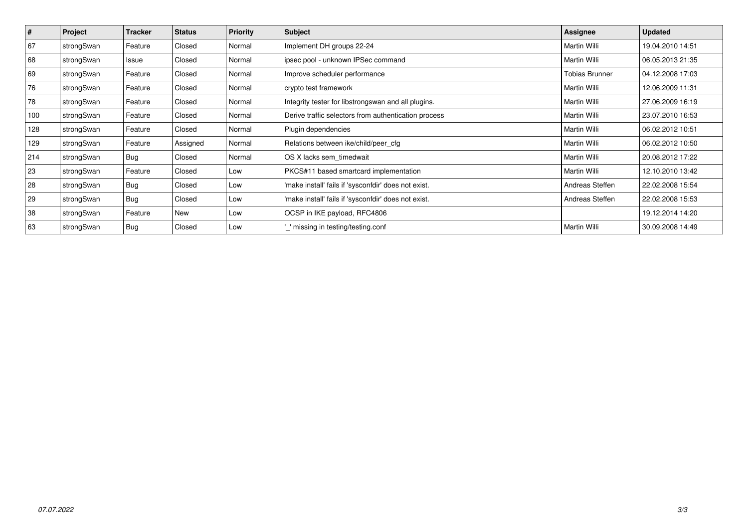| # | Project | Tracker | Status | Priority | Subject | Assignee | Updated |
|---|---|---|---|---|---|---|---|
| 67 | strongSwan | Feature | Closed | Normal | Implement DH groups 22-24 | Martin Willi | 19.04.2010 14:51 |
| 68 | strongSwan | Issue | Closed | Normal | ipsec pool - unknown IPSec command | Martin Willi | 06.05.2013 21:35 |
| 69 | strongSwan | Feature | Closed | Normal | Improve scheduler performance | Tobias Brunner | 04.12.2008 17:03 |
| 76 | strongSwan | Feature | Closed | Normal | crypto test framework | Martin Willi | 12.06.2009 11:31 |
| 78 | strongSwan | Feature | Closed | Normal | Integrity tester for libstrongswan and all plugins. | Martin Willi | 27.06.2009 16:19 |
| 100 | strongSwan | Feature | Closed | Normal | Derive traffic selectors from authentication process | Martin Willi | 23.07.2010 16:53 |
| 128 | strongSwan | Feature | Closed | Normal | Plugin dependencies | Martin Willi | 06.02.2012 10:51 |
| 129 | strongSwan | Feature | Assigned | Normal | Relations between ike/child/peer_cfg | Martin Willi | 06.02.2012 10:50 |
| 214 | strongSwan | Bug | Closed | Normal | OS X lacks sem_timedwait | Martin Willi | 20.08.2012 17:22 |
| 23 | strongSwan | Feature | Closed | Low | PKCS#11 based smartcard implementation | Martin Willi | 12.10.2010 13:42 |
| 28 | strongSwan | Bug | Closed | Low | 'make install' fails if 'sysconfdir' does not exist. | Andreas Steffen | 22.02.2008 15:54 |
| 29 | strongSwan | Bug | Closed | Low | 'make install' fails if 'sysconfdir' does not exist. | Andreas Steffen | 22.02.2008 15:53 |
| 38 | strongSwan | Feature | New | Low | OCSP in IKE payload, RFC4806 | | 19.12.2014 14:20 |
| 63 | strongSwan | Bug | Closed | Low | '_' missing in testing/testing.conf | Martin Willi | 30.09.2008 14:49 |

*07.07.2022*